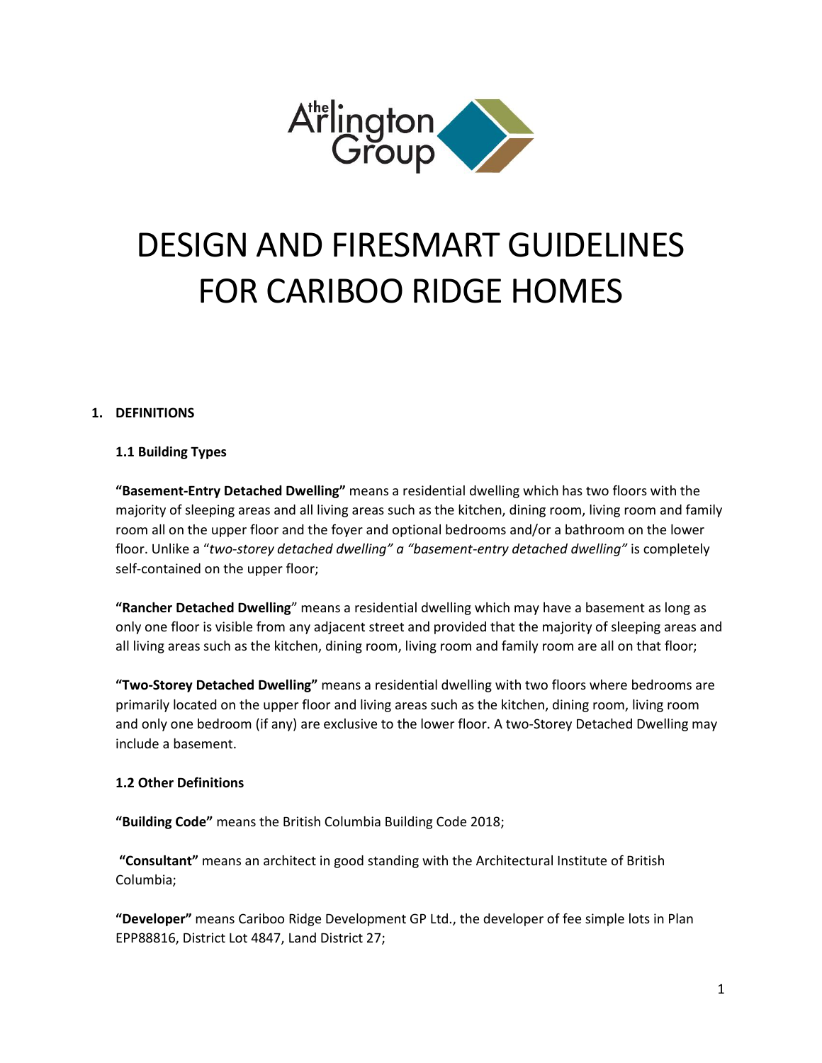# DESIGN AND FIRESMART GUIDELINES FOR CARIBOO RIDGE HOMES

## 1. DEFINITIONS

### 1.1 Building Types

**"Basement-Entry Detached Dwelling"** means a residential dwelling which has two floors with the majority of sleeping areas and all living areas such as the kitchen, dining room, living room and family room all on the upper floor and the foyer and optional bedrooms and/or a bathroom on the lower floor. Unlike a "*two-storey detached dwelling" a "basement-entry detached dwelling"* is completely self-contained on the upper floor;

**"Rancher Detached Dwelling"** means a residential dwelling which may have a basement as long as only one floor is visible from any adjacent street and provided that the majority of sleeping areas and all living areas such as the kitchen, dining room, living room and family room are all on that floor;

**"Two-Storey Detached Dwelling"** means a residential dwelling with two floors where bedrooms are primarily located on the upper floor and living areas such as the kitchen, dining room, living room and only one bedroom (if any) are exclusive to the lower floor. A two-Storey Detached Dwelling may include a basement.

### 1.2 Other Definitions

**"Building Code"** means the British Columbia Building Code 2018;

**"Consultant"** means an architect in good standing with the Architectural Institute of British Columbia;

**"Developer"** means Cariboo Ridge Development GP Ltd., the developer of fee simple lots in Plan EPP88816, District Lot 4847, Land District 27;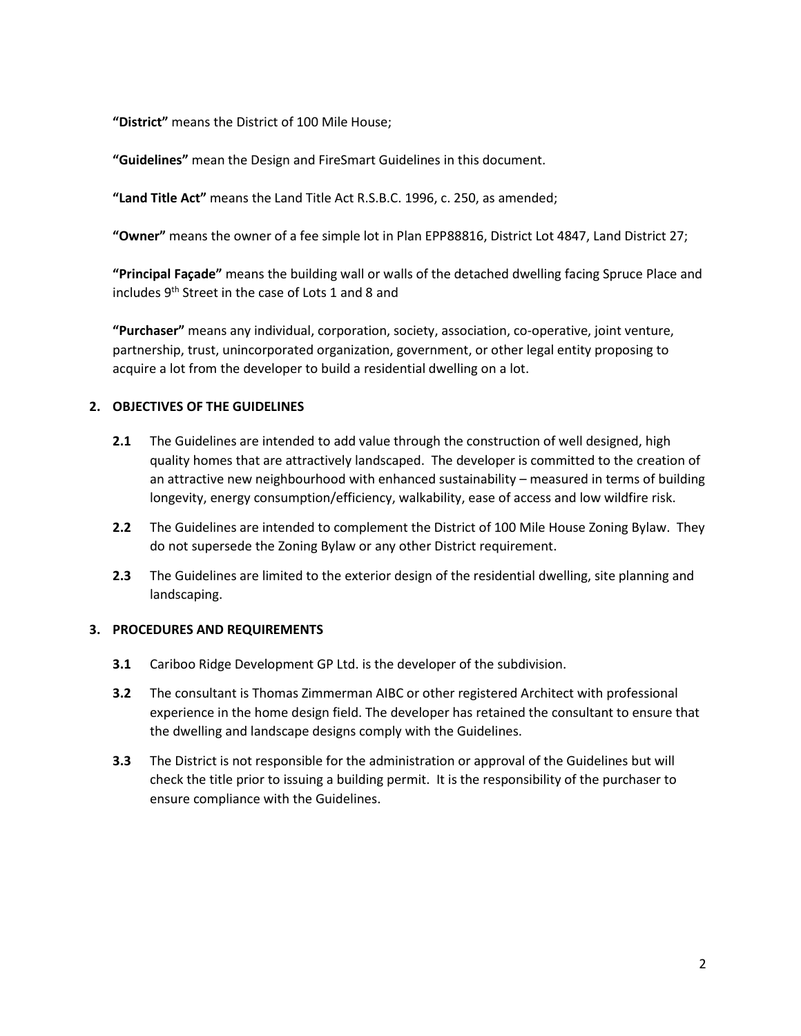**"District"** means the District of 100 Mile House;

**"Guidelines"** mean the Design and FireSmart Guidelines in this document.

**"Land Title Act"** means the Land Title Act R.S.B.C. 1996, c. 250, as amended;

**"Owner"** means the owner of a fee simple lot in Plan EPP88816, District Lot 4847, Land District 27;

**"Principal Façade"** means the building wall or walls of the detached dwelling facing Spruce Place and includes 9th Street in the case of Lots 1 and 8 and

**"Purchaser"** means any individual, corporation, society, association, co-operative, joint venture, partnership, trust, unincorporated organization, government, or other legal entity proposing to acquire a lot from the developer to build a residential dwelling on a lot.

## 2. OBJECTIVES OF THE GUIDELINES

**2.1** The Guidelines are intended to add value through the construction of well designed, high quality homes that are attractively landscaped. The developer is committed to the creation of an attractive new neighbourhood with enhanced sustainability – measured in terms of building longevity, energy consumption/efficiency, walkability, ease of access and low wildfire risk.

**2.2** The Guidelines are intended to complement the District of 100 Mile House Zoning Bylaw. They do not supersede the Zoning Bylaw or any other District requirement.

**2.3** The Guidelines are limited to the exterior design of the residential dwelling, site planning and landscaping.

## 3. PROCEDURES AND REQUIREMENTS

**3.1** Cariboo Ridge Development GP Ltd. is the developer of the subdivision.

**3.2** The consultant is Thomas Zimmerman AIBC or other registered Architect with professional experience in the home design field. The developer has retained the consultant to ensure that the dwelling and landscape designs comply with the Guidelines.

**3.3** The District is not responsible for the administration or approval of the Guidelines but will check the title prior to issuing a building permit. It is the responsibility of the purchaser to ensure compliance with the Guidelines.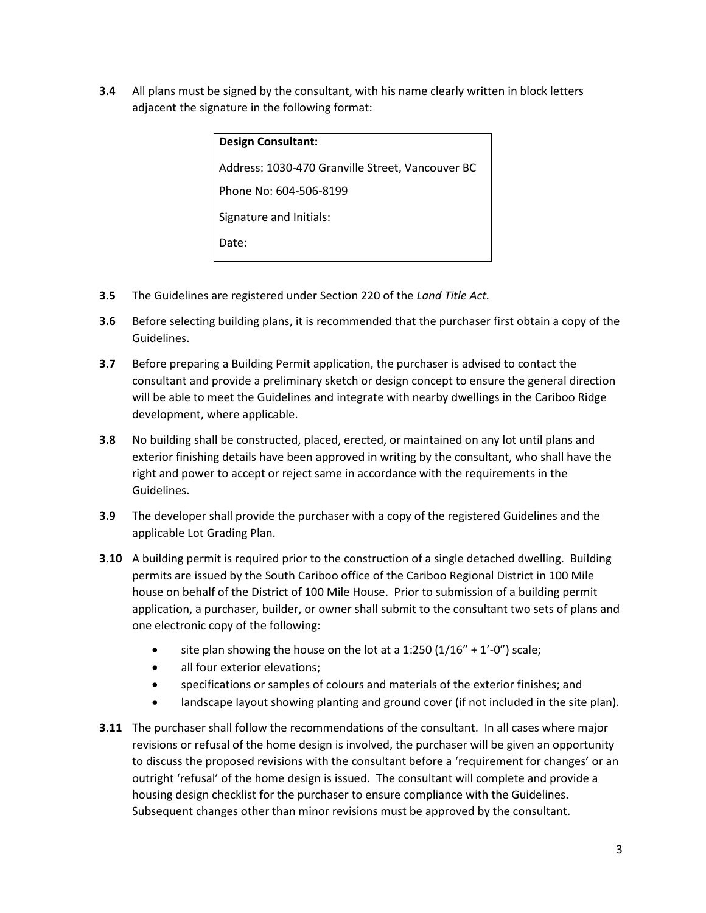**3.4** All plans must be signed by the consultant, with his name clearly written in block letters adjacent the signature in the following format:

| **Design Consultant:** |
|---|
| Address: 1030-470 Granville Street, Vancouver BC |
| Phone No: 604-506-8199 |
| Signature and Initials: |
| Date: |

**3.5** The Guidelines are registered under Section 220 of the *Land Title Act.*

**3.6** Before selecting building plans, it is recommended that the purchaser first obtain a copy of the Guidelines.

**3.7** Before preparing a Building Permit application, the purchaser is advised to contact the consultant and provide a preliminary sketch or design concept to ensure the general direction will be able to meet the Guidelines and integrate with nearby dwellings in the Cariboo Ridge development, where applicable.

**3.8** No building shall be constructed, placed, erected, or maintained on any lot until plans and exterior finishing details have been approved in writing by the consultant, who shall have the right and power to accept or reject same in accordance with the requirements in the Guidelines.

**3.9** The developer shall provide the purchaser with a copy of the registered Guidelines and the applicable Lot Grading Plan.

**3.10** A building permit is required prior to the construction of a single detached dwelling. Building permits are issued by the South Cariboo office of the Cariboo Regional District in 100 Mile house on behalf of the District of 100 Mile House. Prior to submission of a building permit application, a purchaser, builder, or owner shall submit to the consultant two sets of plans and one electronic copy of the following:

- site plan showing the house on the lot at a 1:250 (1/16" + 1'-0") scale;
- all four exterior elevations;
- specifications or samples of colours and materials of the exterior finishes; and
- landscape layout showing planting and ground cover (if not included in the site plan).

**3.11** The purchaser shall follow the recommendations of the consultant. In all cases where major revisions or refusal of the home design is involved, the purchaser will be given an opportunity to discuss the proposed revisions with the consultant before a 'requirement for changes' or an outright 'refusal' of the home design is issued. The consultant will complete and provide a housing design checklist for the purchaser to ensure compliance with the Guidelines. Subsequent changes other than minor revisions must be approved by the consultant.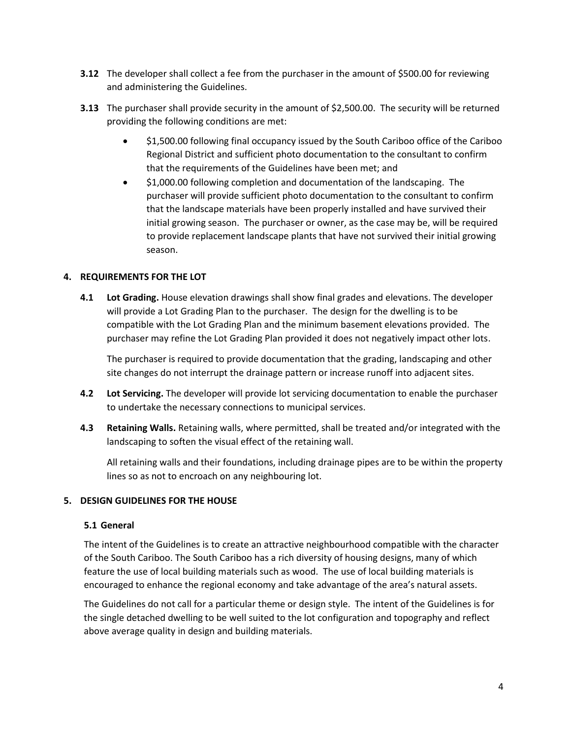**3.12** The developer shall collect a fee from the purchaser in the amount of $500.00 for reviewing and administering the Guidelines.

**3.13** The purchaser shall provide security in the amount of $2,500.00. The security will be returned providing the following conditions are met:

- $1,500.00 following final occupancy issued by the South Cariboo office of the Cariboo Regional District and sufficient photo documentation to the consultant to confirm that the requirements of the Guidelines have been met; and
- $1,000.00 following completion and documentation of the landscaping. The purchaser will provide sufficient photo documentation to the consultant to confirm that the landscape materials have been properly installed and have survived their initial growing season. The purchaser or owner, as the case may be, will be required to provide replacement landscape plants that have not survived their initial growing season.

## 4. REQUIREMENTS FOR THE LOT

**4.1 Lot Grading.** House elevation drawings shall show final grades and elevations. The developer will provide a Lot Grading Plan to the purchaser. The design for the dwelling is to be compatible with the Lot Grading Plan and the minimum basement elevations provided. The purchaser may refine the Lot Grading Plan provided it does not negatively impact other lots.

The purchaser is required to provide documentation that the grading, landscaping and other site changes do not interrupt the drainage pattern or increase runoff into adjacent sites.

**4.2 Lot Servicing.** The developer will provide lot servicing documentation to enable the purchaser to undertake the necessary connections to municipal services.

**4.3 Retaining Walls.** Retaining walls, where permitted, shall be treated and/or integrated with the landscaping to soften the visual effect of the retaining wall.

All retaining walls and their foundations, including drainage pipes are to be within the property lines so as not to encroach on any neighbouring lot.

## 5. DESIGN GUIDELINES FOR THE HOUSE

### 5.1 General

The intent of the Guidelines is to create an attractive neighbourhood compatible with the character of the South Cariboo. The South Cariboo has a rich diversity of housing designs, many of which feature the use of local building materials such as wood. The use of local building materials is encouraged to enhance the regional economy and take advantage of the area's natural assets.

The Guidelines do not call for a particular theme or design style. The intent of the Guidelines is for the single detached dwelling to be well suited to the lot configuration and topography and reflect above average quality in design and building materials.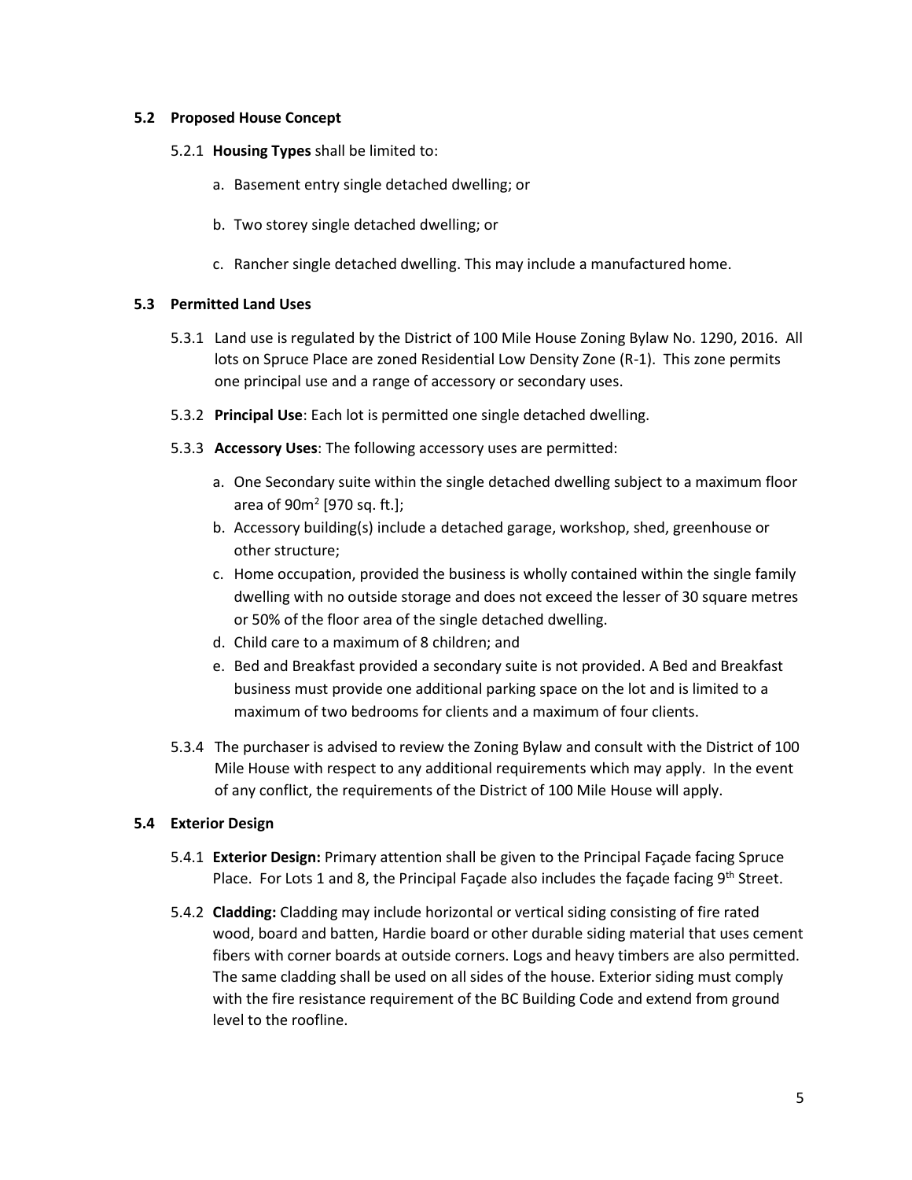### 5.2 Proposed House Concept

5.2.1 **Housing Types** shall be limited to:

a. Basement entry single detached dwelling; or

b. Two storey single detached dwelling; or

c. Rancher single detached dwelling. This may include a manufactured home.

### 5.3 Permitted Land Uses

5.3.1 Land use is regulated by the District of 100 Mile House Zoning Bylaw No. 1290, 2016. All lots on Spruce Place are zoned Residential Low Density Zone (R-1). This zone permits one principal use and a range of accessory or secondary uses.

5.3.2 **Principal Use**: Each lot is permitted one single detached dwelling.

5.3.3 **Accessory Uses**: The following accessory uses are permitted:

a. One Secondary suite within the single detached dwelling subject to a maximum floor area of 90m$^2$ [970 sq. ft.];

b. Accessory building(s) include a detached garage, workshop, shed, greenhouse or other structure;

c. Home occupation, provided the business is wholly contained within the single family dwelling with no outside storage and does not exceed the lesser of 30 square metres or 50% of the floor area of the single detached dwelling.

d. Child care to a maximum of 8 children; and

e. Bed and Breakfast provided a secondary suite is not provided. A Bed and Breakfast business must provide one additional parking space on the lot and is limited to a maximum of two bedrooms for clients and a maximum of four clients.

5.3.4 The purchaser is advised to review the Zoning Bylaw and consult with the District of 100 Mile House with respect to any additional requirements which may apply. In the event of any conflict, the requirements of the District of 100 Mile House will apply.

### 5.4 Exterior Design

5.4.1 **Exterior Design:** Primary attention shall be given to the Principal Façade facing Spruce Place. For Lots 1 and 8, the Principal Façade also includes the façade facing 9th Street.

5.4.2 **Cladding:** Cladding may include horizontal or vertical siding consisting of fire rated wood, board and batten, Hardie board or other durable siding material that uses cement fibers with corner boards at outside corners. Logs and heavy timbers are also permitted. The same cladding shall be used on all sides of the house. Exterior siding must comply with the fire resistance requirement of the BC Building Code and extend from ground level to the roofline.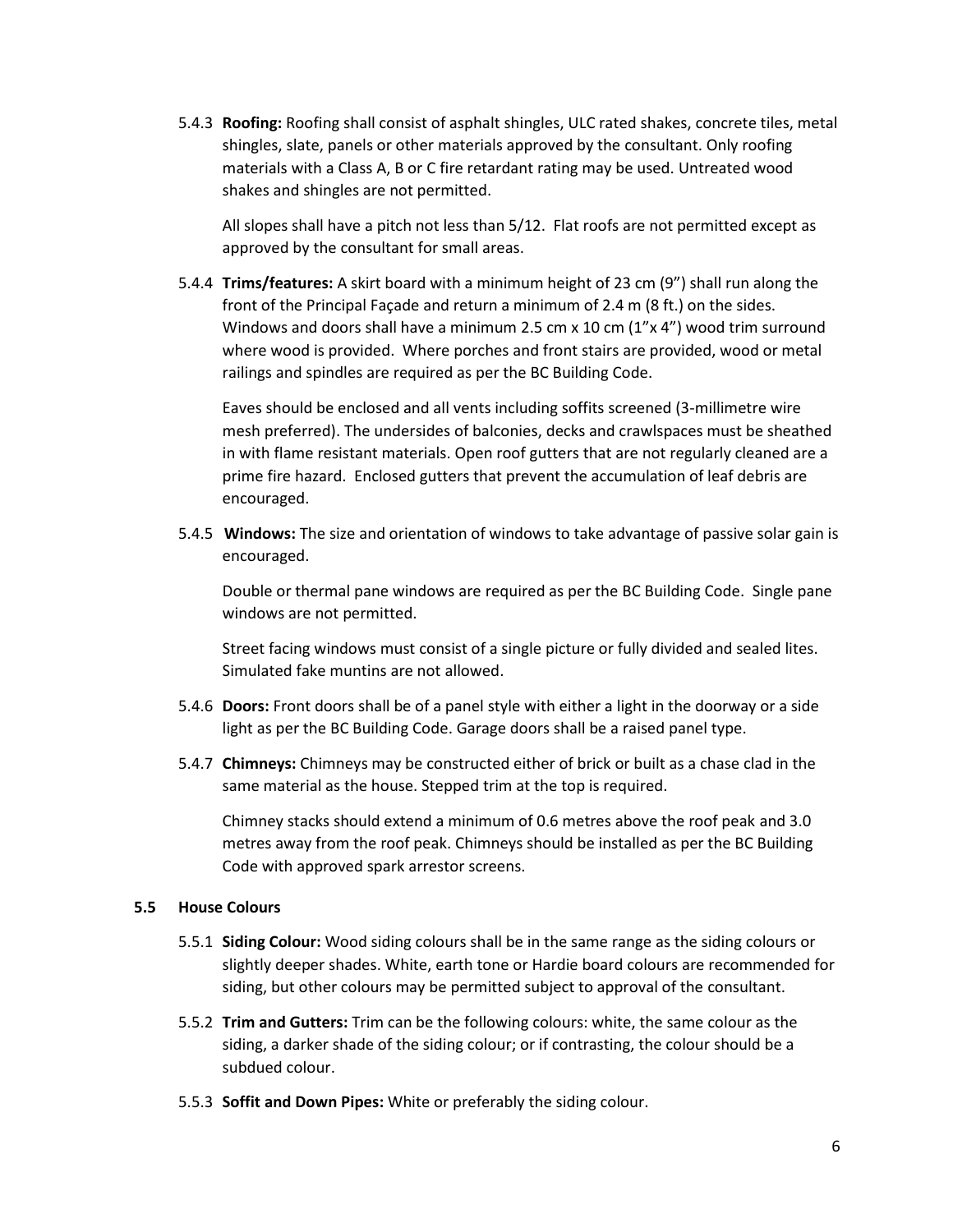5.4.3 **Roofing:** Roofing shall consist of asphalt shingles, ULC rated shakes, concrete tiles, metal shingles, slate, panels or other materials approved by the consultant. Only roofing materials with a Class A, B or C fire retardant rating may be used. Untreated wood shakes and shingles are not permitted.

All slopes shall have a pitch not less than 5/12. Flat roofs are not permitted except as approved by the consultant for small areas.

5.4.4 **Trims/features:** A skirt board with a minimum height of 23 cm (9") shall run along the front of the Principal Façade and return a minimum of 2.4 m (8 ft.) on the sides. Windows and doors shall have a minimum 2.5 cm x 10 cm (1"x 4") wood trim surround where wood is provided. Where porches and front stairs are provided, wood or metal railings and spindles are required as per the BC Building Code.

Eaves should be enclosed and all vents including soffits screened (3-millimetre wire mesh preferred). The undersides of balconies, decks and crawlspaces must be sheathed in with flame resistant materials. Open roof gutters that are not regularly cleaned are a prime fire hazard. Enclosed gutters that prevent the accumulation of leaf debris are encouraged.

5.4.5 **Windows:** The size and orientation of windows to take advantage of passive solar gain is encouraged.

Double or thermal pane windows are required as per the BC Building Code. Single pane windows are not permitted.

Street facing windows must consist of a single picture or fully divided and sealed lites. Simulated fake muntins are not allowed.

5.4.6 **Doors:** Front doors shall be of a panel style with either a light in the doorway or a side light as per the BC Building Code. Garage doors shall be a raised panel type.

5.4.7 **Chimneys:** Chimneys may be constructed either of brick or built as a chase clad in the same material as the house. Stepped trim at the top is required.

Chimney stacks should extend a minimum of 0.6 metres above the roof peak and 3.0 metres away from the roof peak. Chimneys should be installed as per the BC Building Code with approved spark arrestor screens.

### 5.5 House Colours

5.5.1 **Siding Colour:** Wood siding colours shall be in the same range as the siding colours or slightly deeper shades. White, earth tone or Hardie board colours are recommended for siding, but other colours may be permitted subject to approval of the consultant.

5.5.2 **Trim and Gutters:** Trim can be the following colours: white, the same colour as the siding, a darker shade of the siding colour; or if contrasting, the colour should be a subdued colour.

5.5.3 **Soffit and Down Pipes:** White or preferably the siding colour.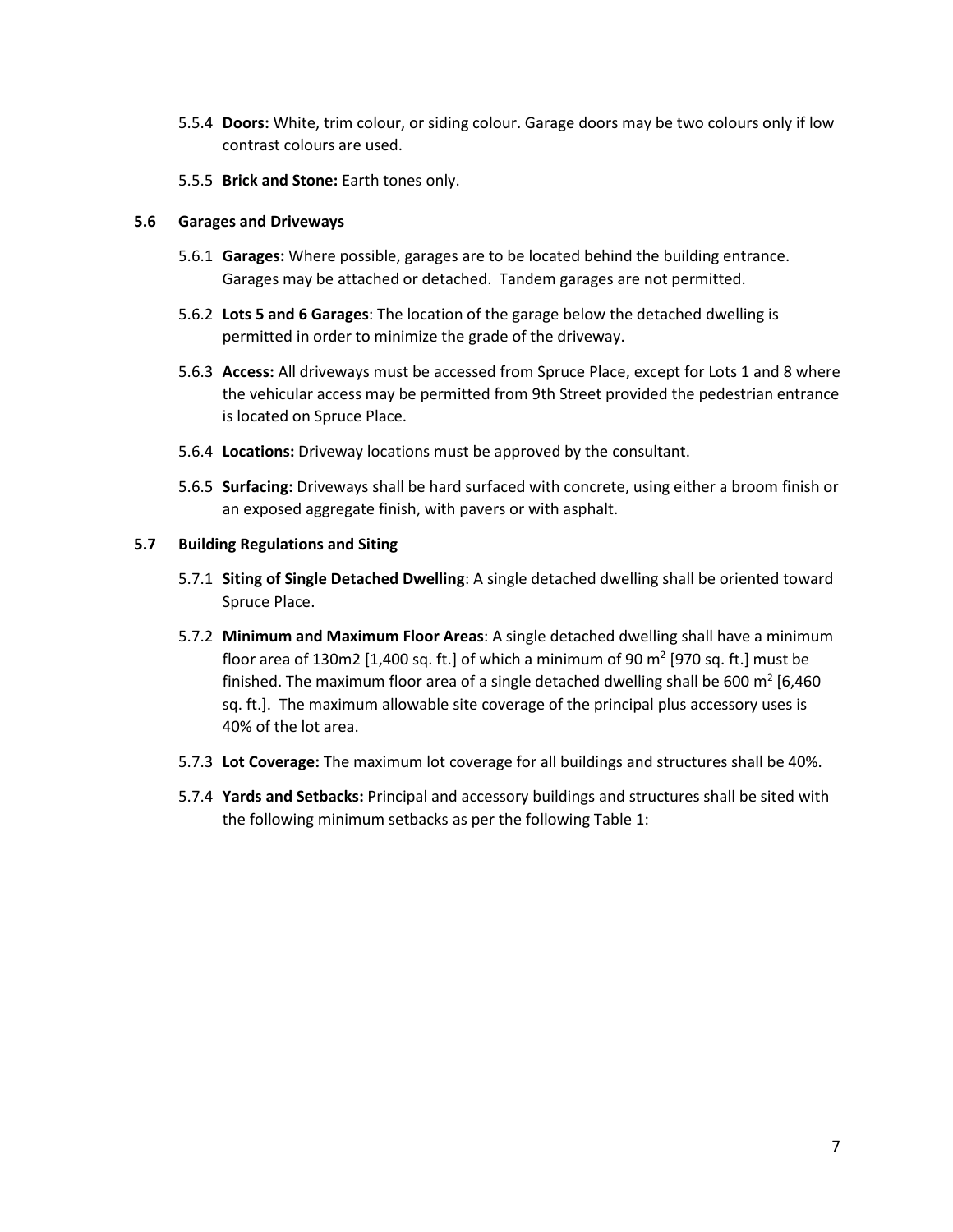5.5.4 **Doors:** White, trim colour, or siding colour. Garage doors may be two colours only if low contrast colours are used.

5.5.5 **Brick and Stone:** Earth tones only.

### 5.6 Garages and Driveways

5.6.1 **Garages:** Where possible, garages are to be located behind the building entrance. Garages may be attached or detached. Tandem garages are not permitted.

5.6.2 **Lots 5 and 6 Garages**: The location of the garage below the detached dwelling is permitted in order to minimize the grade of the driveway.

5.6.3 **Access:** All driveways must be accessed from Spruce Place, except for Lots 1 and 8 where the vehicular access may be permitted from 9th Street provided the pedestrian entrance is located on Spruce Place.

5.6.4 **Locations:** Driveway locations must be approved by the consultant.

5.6.5 **Surfacing:** Driveways shall be hard surfaced with concrete, using either a broom finish or an exposed aggregate finish, with pavers or with asphalt.

### 5.7 Building Regulations and Siting

5.7.1 **Siting of Single Detached Dwelling**: A single detached dwelling shall be oriented toward Spruce Place.

5.7.2 **Minimum and Maximum Floor Areas**: A single detached dwelling shall have a minimum floor area of 130m2 [1,400 sq. ft.] of which a minimum of 90 $m^2$ [970 sq. ft.] must be finished. The maximum floor area of a single detached dwelling shall be 600 $m^2$ [6,460 sq. ft.]. The maximum allowable site coverage of the principal plus accessory uses is 40% of the lot area.

5.7.3 **Lot Coverage:** The maximum lot coverage for all buildings and structures shall be 40%.

5.7.4 **Yards and Setbacks:** Principal and accessory buildings and structures shall be sited with the following minimum setbacks as per the following Table 1: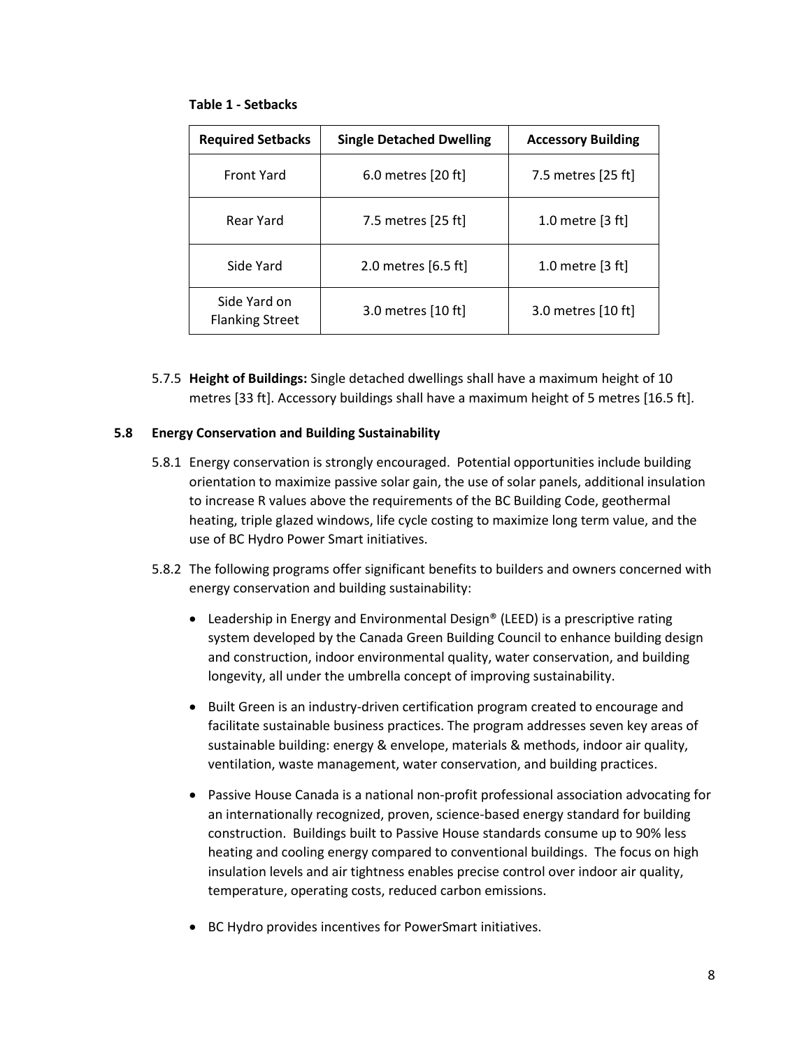**Table 1 - Setbacks**

| Required Setbacks | Single Detached Dwelling | Accessory Building |
|---|---|---|
| Front Yard | 6.0 metres [20 ft] | 7.5 metres [25 ft] |
| Rear Yard | 7.5 metres [25 ft] | 1.0 metre [3 ft] |
| Side Yard | 2.0 metres [6.5 ft] | 1.0 metre [3 ft] |
| Side Yard on Flanking Street | 3.0 metres [10 ft] | 3.0 metres [10 ft] |

5.7.5 **Height of Buildings:** Single detached dwellings shall have a maximum height of 10 metres [33 ft]. Accessory buildings shall have a maximum height of 5 metres [16.5 ft].

### 5.8 Energy Conservation and Building Sustainability

5.8.1 Energy conservation is strongly encouraged. Potential opportunities include building orientation to maximize passive solar gain, the use of solar panels, additional insulation to increase R values above the requirements of the BC Building Code, geothermal heating, triple glazed windows, life cycle costing to maximize long term value, and the use of BC Hydro Power Smart initiatives.

5.8.2 The following programs offer significant benefits to builders and owners concerned with energy conservation and building sustainability:

- Leadership in Energy and Environmental Design® (LEED) is a prescriptive rating system developed by the Canada Green Building Council to enhance building design and construction, indoor environmental quality, water conservation, and building longevity, all under the umbrella concept of improving sustainability.
- Built Green is an industry-driven certification program created to encourage and facilitate sustainable business practices. The program addresses seven key areas of sustainable building: energy & envelope, materials & methods, indoor air quality, ventilation, waste management, water conservation, and building practices.
- Passive House Canada is a national non-profit professional association advocating for an internationally recognized, proven, science-based energy standard for building construction. Buildings built to Passive House standards consume up to 90% less heating and cooling energy compared to conventional buildings. The focus on high insulation levels and air tightness enables precise control over indoor air quality, temperature, operating costs, reduced carbon emissions.
- BC Hydro provides incentives for PowerSmart initiatives.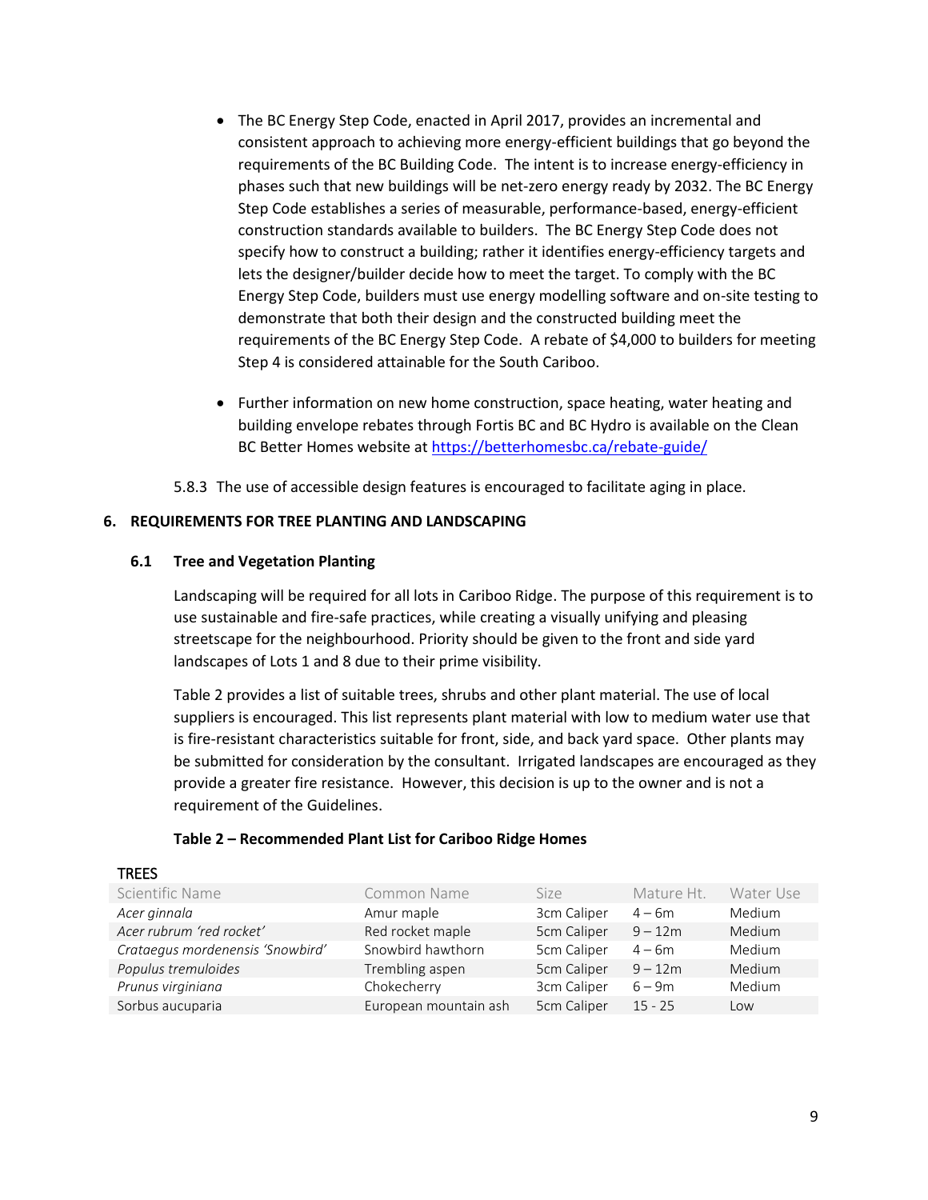- The BC Energy Step Code, enacted in April 2017, provides an incremental and consistent approach to achieving more energy-efficient buildings that go beyond the requirements of the BC Building Code. The intent is to increase energy-efficiency in phases such that new buildings will be net-zero energy ready by 2032. The BC Energy Step Code establishes a series of measurable, performance-based, energy-efficient construction standards available to builders. The BC Energy Step Code does not specify how to construct a building; rather it identifies energy-efficiency targets and lets the designer/builder decide how to meet the target. To comply with the BC Energy Step Code, builders must use energy modelling software and on-site testing to demonstrate that both their design and the constructed building meet the requirements of the BC Energy Step Code. A rebate of $4,000 to builders for meeting Step 4 is considered attainable for the South Cariboo.

- Further information on new home construction, space heating, water heating and building envelope rebates through Fortis BC and BC Hydro is available on the Clean BC Better Homes website at https://betterhomesbc.ca/rebate-guide/

5.8.3 The use of accessible design features is encouraged to facilitate aging in place.

## 6. REQUIREMENTS FOR TREE PLANTING AND LANDSCAPING

### 6.1 Tree and Vegetation Planting

Landscaping will be required for all lots in Cariboo Ridge. The purpose of this requirement is to use sustainable and fire-safe practices, while creating a visually unifying and pleasing streetscape for the neighbourhood. Priority should be given to the front and side yard landscapes of Lots 1 and 8 due to their prime visibility.

Table 2 provides a list of suitable trees, shrubs and other plant material. The use of local suppliers is encouraged. This list represents plant material with low to medium water use that is fire-resistant characteristics suitable for front, side, and back yard space. Other plants may be submitted for consideration by the consultant. Irrigated landscapes are encouraged as they provide a greater fire resistance. However, this decision is up to the owner and is not a requirement of the Guidelines.

**Table 2 – Recommended Plant List for Cariboo Ridge Homes**

TREES

| Scientific Name | Common Name | Size | Mature Ht. | Water Use |
|---|---|---|---|---|
| *Acer ginnala* | Amur maple | 3cm Caliper | 4 – 6m | Medium |
| *Acer rubrum 'red rocket'* | Red rocket maple | 5cm Caliper | 9 – 12m | Medium |
| *Crataegus mordenensis 'Snowbird'* | Snowbird hawthorn | 5cm Caliper | 4 – 6m | Medium |
| *Populus tremuloides* | Trembling aspen | 5cm Caliper | 9 – 12m | Medium |
| *Prunus virginiana* | Chokecherry | 3cm Caliper | 6 – 9m | Medium |
| Sorbus aucuparia | European mountain ash | 5cm Caliper | 15 - 25 | Low |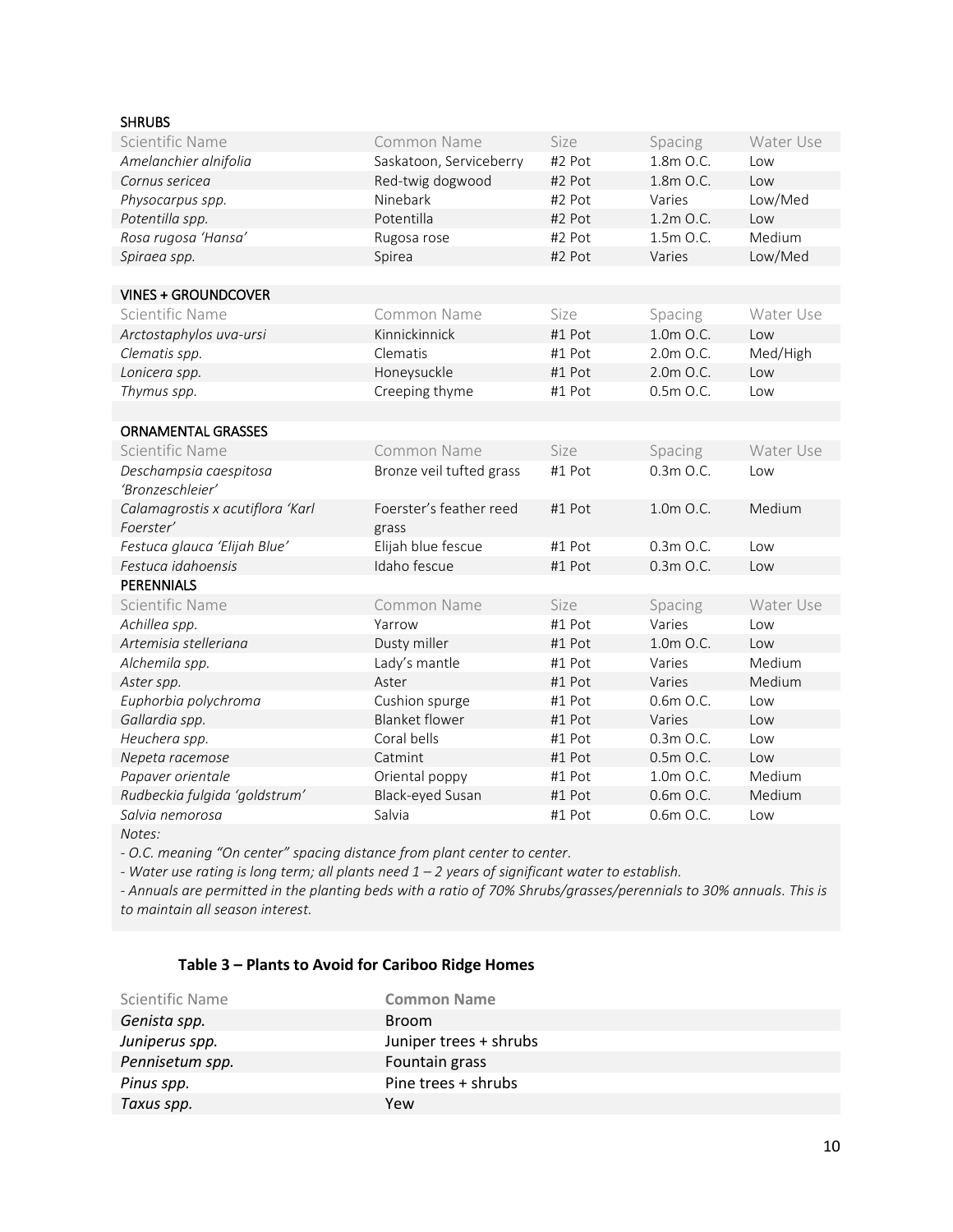**SHRUBS**

| Scientific Name | Common Name | Size | Spacing | Water Use |
|---|---|---|---|---|
| *Amelanchier alnifolia* | Saskatoon, Serviceberry | #2 Pot | 1.8m O.C. | Low |
| *Cornus sericea* | Red-twig dogwood | #2 Pot | 1.8m O.C. | Low |
| *Physocarpus spp.* | Ninebark | #2 Pot | Varies | Low/Med |
| *Potentilla spp.* | Potentilla | #2 Pot | 1.2m O.C. | Low |
| *Rosa rugosa 'Hansa'* | Rugosa rose | #2 Pot | 1.5m O.C. | Medium |
| *Spiraea spp.* | Spirea | #2 Pot | Varies | Low/Med |

**VINES + GROUNDCOVER**

| Scientific Name | Common Name | Size | Spacing | Water Use |
|---|---|---|---|---|
| *Arctostaphylos uva-ursi* | Kinnickinnick | #1 Pot | 1.0m O.C. | Low |
| *Clematis spp.* | Clematis | #1 Pot | 2.0m O.C. | Med/High |
| *Lonicera spp.* | Honeysuckle | #1 Pot | 2.0m O.C. | Low |
| *Thymus spp.* | Creeping thyme | #1 Pot | 0.5m O.C. | Low |

**ORNAMENTAL GRASSES**

| Scientific Name | Common Name | Size | Spacing | Water Use |
|---|---|---|---|---|
| *Deschampsia caespitosa 'Bronzeschleier'* | Bronze veil tufted grass | #1 Pot | 0.3m O.C. | Low |
| *Calamagrostis x acutiflora 'Karl Foerster'* | Foerster's feather reed grass | #1 Pot | 1.0m O.C. | Medium |
| *Festuca glauca 'Elijah Blue'* | Elijah blue fescue | #1 Pot | 0.3m O.C. | Low |
| *Festuca idahoensis* | Idaho fescue | #1 Pot | 0.3m O.C. | Low |

**PERENNIALS**

| Scientific Name | Common Name | Size | Spacing | Water Use |
|---|---|---|---|---|
| *Achillea spp.* | Yarrow | #1 Pot | Varies | Low |
| *Artemisia stelleriana* | Dusty miller | #1 Pot | 1.0m O.C. | Low |
| *Alchemila spp.* | Lady's mantle | #1 Pot | Varies | Medium |
| *Aster spp.* | Aster | #1 Pot | Varies | Medium |
| *Euphorbia polychroma* | Cushion spurge | #1 Pot | 0.6m O.C. | Low |
| *Gallardia spp.* | Blanket flower | #1 Pot | Varies | Low |
| *Heuchera spp.* | Coral bells | #1 Pot | 0.3m O.C. | Low |
| *Nepeta racemose* | Catmint | #1 Pot | 0.5m O.C. | Low |
| *Papaver orientale* | Oriental poppy | #1 Pot | 1.0m O.C. | Medium |
| *Rudbeckia fulgida 'goldstrum'* | Black-eyed Susan | #1 Pot | 0.6m O.C. | Medium |
| *Salvia nemorosa* | Salvia | #1 Pot | 0.6m O.C. | Low |

*Notes:*

*- O.C. meaning "On center" spacing distance from plant center to center.*

*- Water use rating is long term; all plants need 1 – 2 years of significant water to establish.*

*- Annuals are permitted in the planting beds with a ratio of 70% Shrubs/grasses/perennials to 30% annuals. This is to maintain all season interest.*

### Table 3 – Plants to Avoid for Cariboo Ridge Homes

| Scientific Name | Common Name |
|---|---|
| *Genista spp.* | Broom |
| *Juniperus spp.* | Juniper trees + shrubs |
| *Pennisetum spp.* | Fountain grass |
| *Pinus spp.* | Pine trees + shrubs |
| *Taxus spp.* | Yew |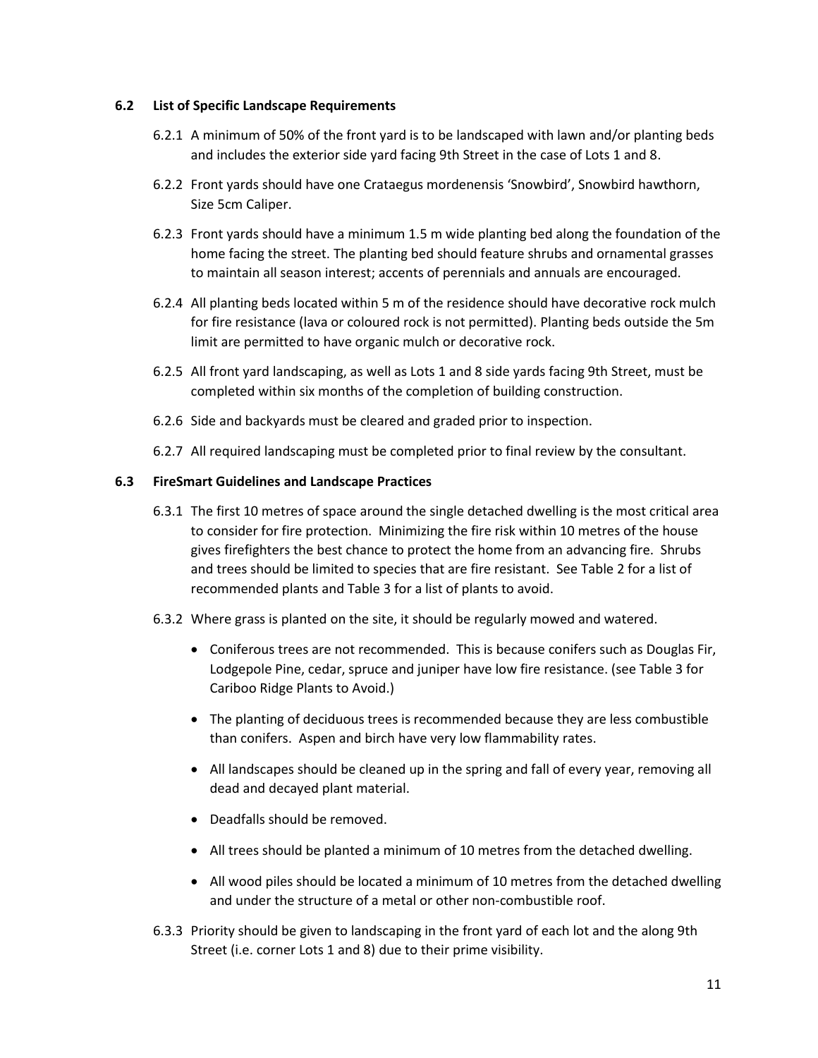### 6.2 List of Specific Landscape Requirements

6.2.1 A minimum of 50% of the front yard is to be landscaped with lawn and/or planting beds and includes the exterior side yard facing 9th Street in the case of Lots 1 and 8.

6.2.2 Front yards should have one Crataegus mordenensis 'Snowbird', Snowbird hawthorn, Size 5cm Caliper.

6.2.3 Front yards should have a minimum 1.5 m wide planting bed along the foundation of the home facing the street. The planting bed should feature shrubs and ornamental grasses to maintain all season interest; accents of perennials and annuals are encouraged.

6.2.4 All planting beds located within 5 m of the residence should have decorative rock mulch for fire resistance (lava or coloured rock is not permitted). Planting beds outside the 5m limit are permitted to have organic mulch or decorative rock.

6.2.5 All front yard landscaping, as well as Lots 1 and 8 side yards facing 9th Street, must be completed within six months of the completion of building construction.

6.2.6 Side and backyards must be cleared and graded prior to inspection.

6.2.7 All required landscaping must be completed prior to final review by the consultant.

### 6.3 FireSmart Guidelines and Landscape Practices

6.3.1 The first 10 metres of space around the single detached dwelling is the most critical area to consider for fire protection. Minimizing the fire risk within 10 metres of the house gives firefighters the best chance to protect the home from an advancing fire. Shrubs and trees should be limited to species that are fire resistant. See Table 2 for a list of recommended plants and Table 3 for a list of plants to avoid.

6.3.2 Where grass is planted on the site, it should be regularly mowed and watered.

- Coniferous trees are not recommended. This is because conifers such as Douglas Fir, Lodgepole Pine, cedar, spruce and juniper have low fire resistance. (see Table 3 for Cariboo Ridge Plants to Avoid.)
- The planting of deciduous trees is recommended because they are less combustible than conifers. Aspen and birch have very low flammability rates.
- All landscapes should be cleaned up in the spring and fall of every year, removing all dead and decayed plant material.
- Deadfalls should be removed.
- All trees should be planted a minimum of 10 metres from the detached dwelling.
- All wood piles should be located a minimum of 10 metres from the detached dwelling and under the structure of a metal or other non-combustible roof.

6.3.3 Priority should be given to landscaping in the front yard of each lot and the along 9th Street (i.e. corner Lots 1 and 8) due to their prime visibility.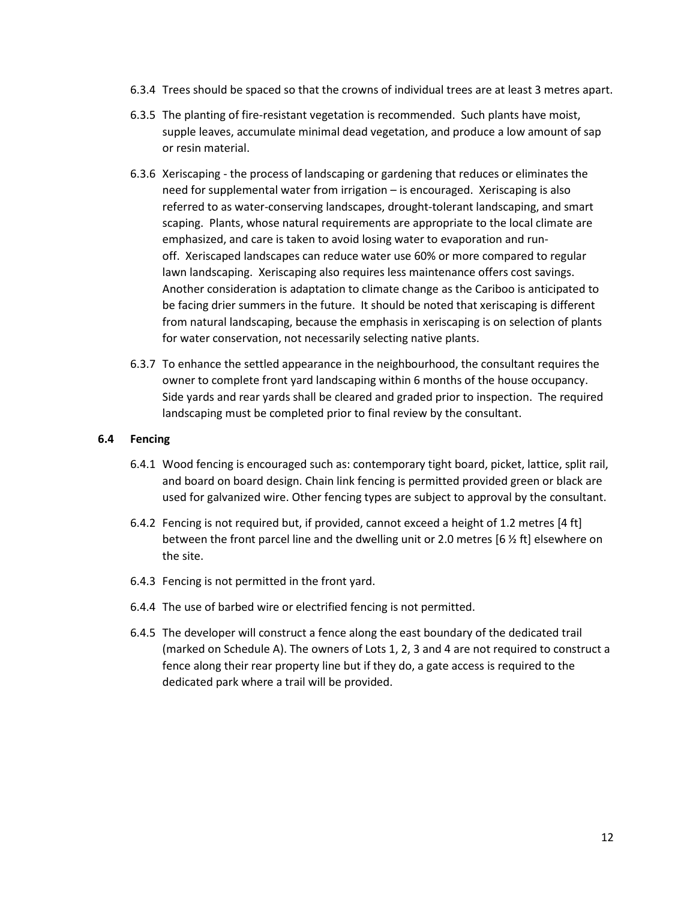6.3.4 Trees should be spaced so that the crowns of individual trees are at least 3 metres apart.

6.3.5 The planting of fire-resistant vegetation is recommended. Such plants have moist, supple leaves, accumulate minimal dead vegetation, and produce a low amount of sap or resin material.

6.3.6 Xeriscaping - the process of landscaping or gardening that reduces or eliminates the need for supplemental water from irrigation – is encouraged. Xeriscaping is also referred to as water-conserving landscapes, drought-tolerant landscaping, and smart scaping. Plants, whose natural requirements are appropriate to the local climate are emphasized, and care is taken to avoid losing water to evaporation and run-off. Xeriscaped landscapes can reduce water use 60% or more compared to regular lawn landscaping. Xeriscaping also requires less maintenance offers cost savings. Another consideration is adaptation to climate change as the Cariboo is anticipated to be facing drier summers in the future. It should be noted that xeriscaping is different from natural landscaping, because the emphasis in xeriscaping is on selection of plants for water conservation, not necessarily selecting native plants.

6.3.7 To enhance the settled appearance in the neighbourhood, the consultant requires the owner to complete front yard landscaping within 6 months of the house occupancy. Side yards and rear yards shall be cleared and graded prior to inspection. The required landscaping must be completed prior to final review by the consultant.

### 6.4 Fencing

6.4.1 Wood fencing is encouraged such as: contemporary tight board, picket, lattice, split rail, and board on board design. Chain link fencing is permitted provided green or black are used for galvanized wire. Other fencing types are subject to approval by the consultant.

6.4.2 Fencing is not required but, if provided, cannot exceed a height of 1.2 metres [4 ft] between the front parcel line and the dwelling unit or 2.0 metres [6 ½ ft] elsewhere on the site.

6.4.3 Fencing is not permitted in the front yard.

6.4.4 The use of barbed wire or electrified fencing is not permitted.

6.4.5 The developer will construct a fence along the east boundary of the dedicated trail (marked on Schedule A). The owners of Lots 1, 2, 3 and 4 are not required to construct a fence along their rear property line but if they do, a gate access is required to the dedicated park where a trail will be provided.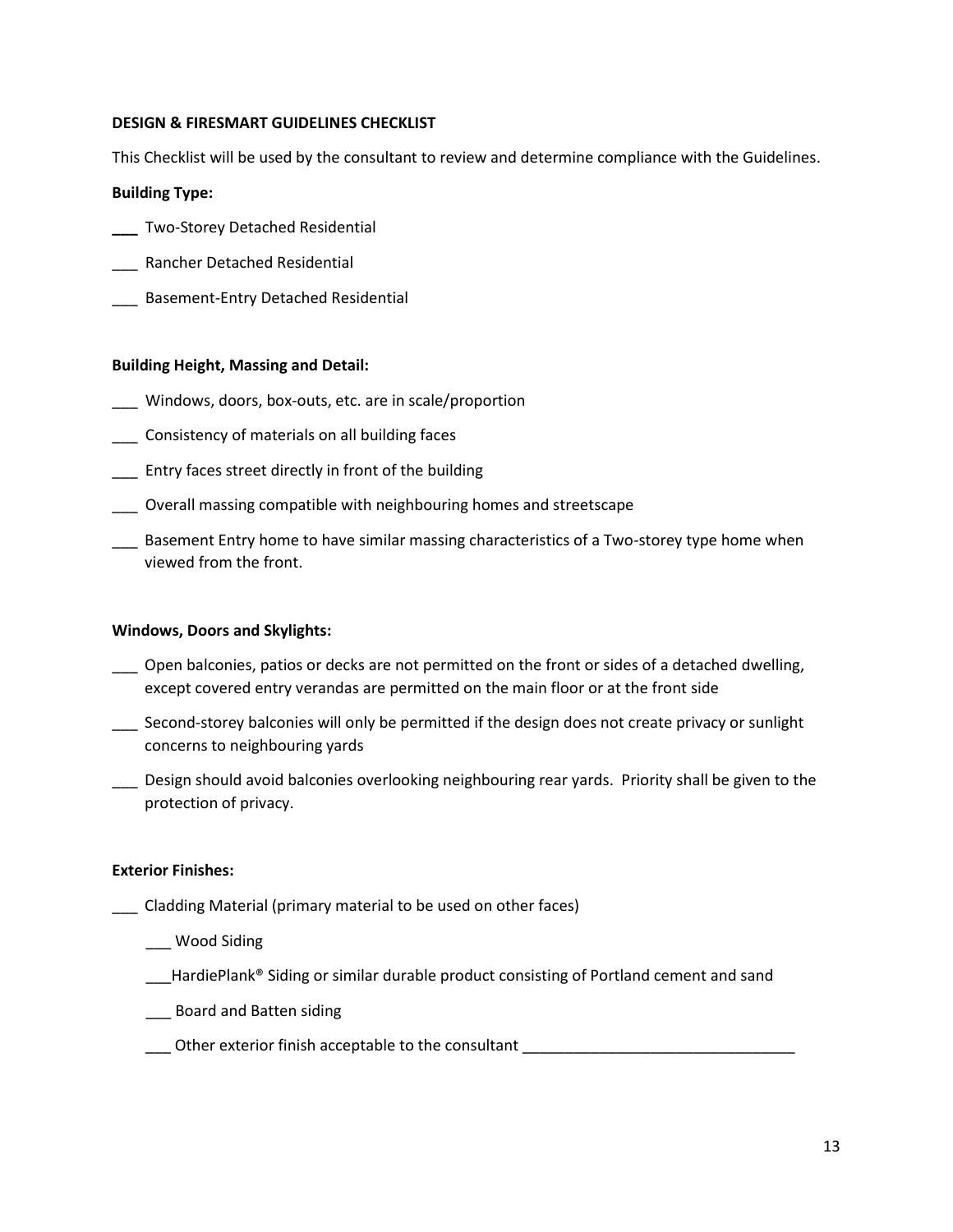**DESIGN & FIRESMART GUIDELINES CHECKLIST**

This Checklist will be used by the consultant to review and determine compliance with the Guidelines.

**Building Type:**

___ Two-Storey Detached Residential

___ Rancher Detached Residential

___ Basement-Entry Detached Residential

**Building Height, Massing and Detail:**

___ Windows, doors, box-outs, etc. are in scale/proportion

___ Consistency of materials on all building faces

___ Entry faces street directly in front of the building

___ Overall massing compatible with neighbouring homes and streetscape

___ Basement Entry home to have similar massing characteristics of a Two-storey type home when viewed from the front.

**Windows, Doors and Skylights:**

___ Open balconies, patios or decks are not permitted on the front or sides of a detached dwelling, except covered entry verandas are permitted on the main floor or at the front side

___ Second-storey balconies will only be permitted if the design does not create privacy or sunlight concerns to neighbouring yards

___ Design should avoid balconies overlooking neighbouring rear yards. Priority shall be given to the protection of privacy.

**Exterior Finishes:**

___ Cladding Material (primary material to be used on other faces)

  ___ Wood Siding

  ___HardiePlank® Siding or similar durable product consisting of Portland cement and sand

  ___ Board and Batten siding

  ___ Other exterior finish acceptable to the consultant ________________________________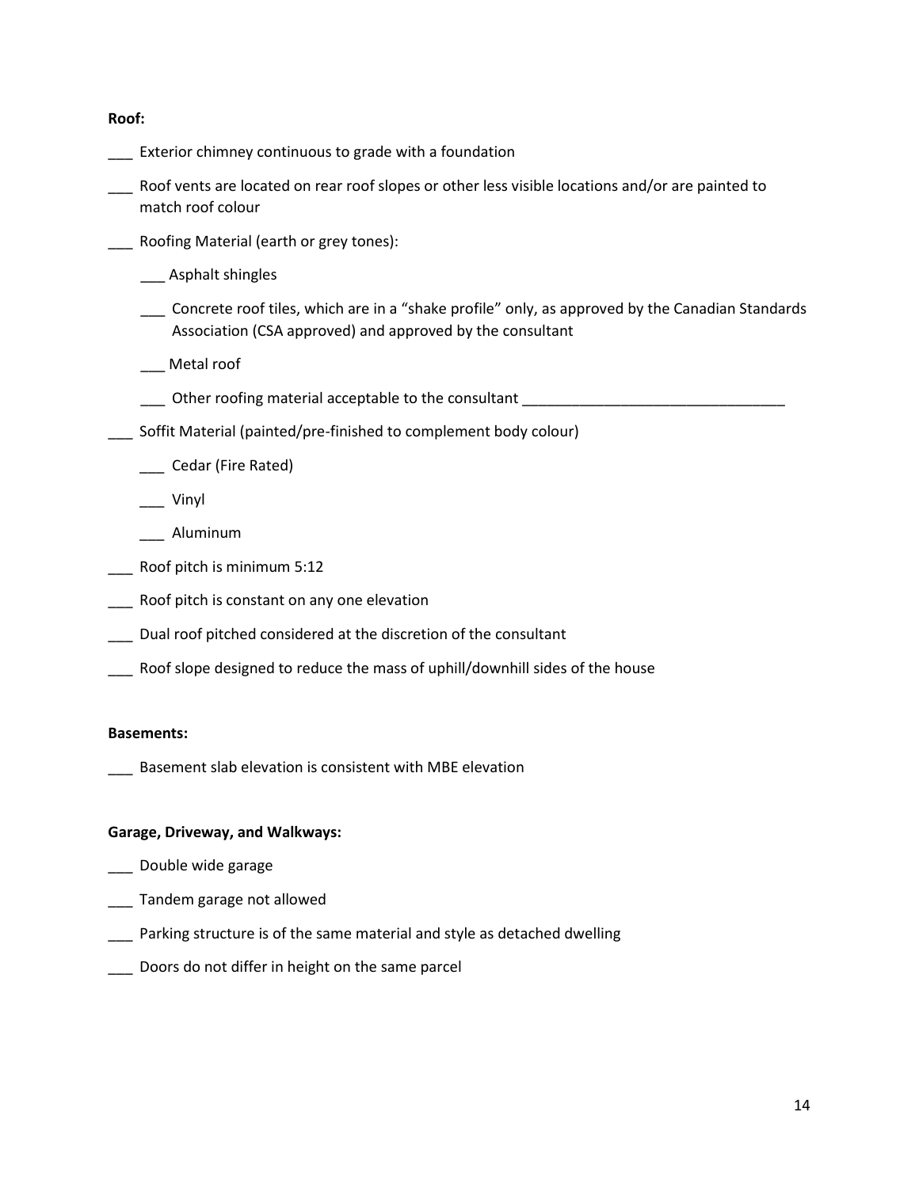**Roof:**

___ Exterior chimney continuous to grade with a foundation

___ Roof vents are located on rear roof slopes or other less visible locations and/or are painted to match roof colour

___ Roofing Material (earth or grey tones):

   ___ Asphalt shingles

   ___ Concrete roof tiles, which are in a “shake profile” only, as approved by the Canadian Standards Association (CSA approved) and approved by the consultant

   ___ Metal roof

   ___ Other roofing material acceptable to the consultant ________________________________

___ Soffit Material (painted/pre-finished to complement body colour)

   ___ Cedar (Fire Rated)

   ___ Vinyl

   ___ Aluminum

___ Roof pitch is minimum 5:12

___ Roof pitch is constant on any one elevation

___ Dual roof pitched considered at the discretion of the consultant

___ Roof slope designed to reduce the mass of uphill/downhill sides of the house

**Basements:**

___ Basement slab elevation is consistent with MBE elevation

**Garage, Driveway, and Walkways:**

___ Double wide garage

___ Tandem garage not allowed

___ Parking structure is of the same material and style as detached dwelling

___ Doors do not differ in height on the same parcel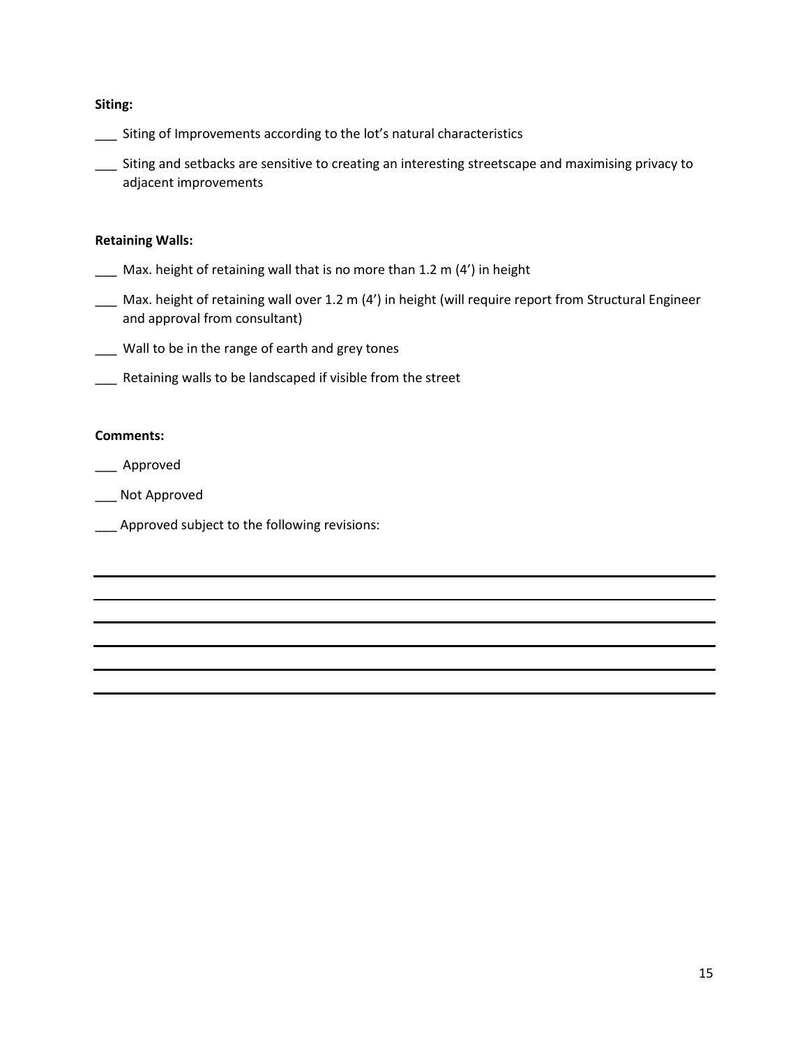**Siting:**

___ Siting of Improvements according to the lot's natural characteristics

___ Siting and setbacks are sensitive to creating an interesting streetscape and maximising privacy to adjacent improvements

**Retaining Walls:**

___ Max. height of retaining wall that is no more than 1.2 m (4') in height

___ Max. height of retaining wall over 1.2 m (4') in height (will require report from Structural Engineer and approval from consultant)

___ Wall to be in the range of earth and grey tones

___ Retaining walls to be landscaped if visible from the street

**Comments:**

___ Approved

___ Not Approved

___ Approved subject to the following revisions:

______________________________________________________________________________

______________________________________________________________________________

______________________________________________________________________________

______________________________________________________________________________

______________________________________________________________________________

______________________________________________________________________________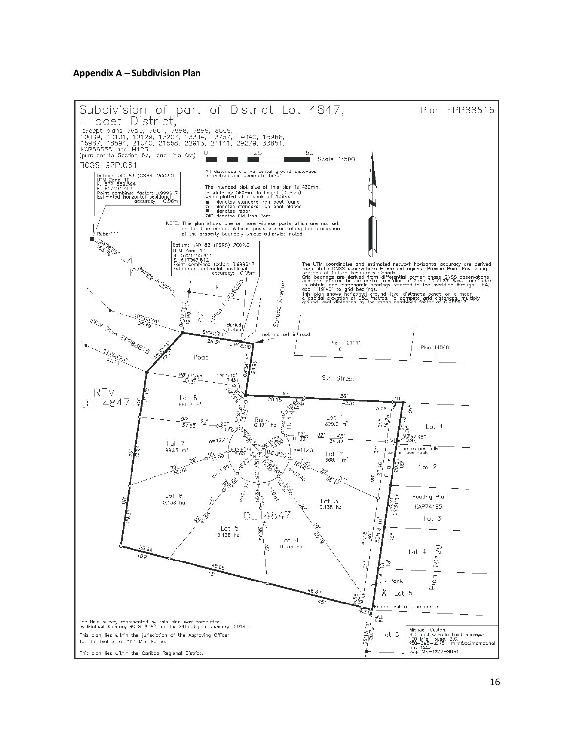**Appendix A – Subdivision Plan**

Subdivision of part of District Lot 4847, Lillooet District,

except plans 7650, 7661, 7898, 7899, 8669, 10009, 10101, 10129, 13207, 13304, 13757, 14040, 15966, 15967, 18594, 21040, 21558, 22913, 24141, 29279, 33851, KAP56655 and H123.

(pursuant to Section 67, Land Title Act)

Plan EPP88816

BCGS 92P.064

Scale 1:500

0 25 50

All distances are horizontal ground distances in metres and decimals thereof.

The intended plot size of this plan is 432mm in width by 560mm in height (C Size) when plotted at a scale of 1:500.

● denotes standard iron post found
○ denotes standard iron post placed
▣ denotes rebar
OIP denotes Old Iron Post

NOTE: This plan shows one or more witness posts which are not set on the true corner. Witness posts are set along the production of the property boundary unless otherwise noted.

Datum: NAD 83 (CSRS) 2002.0
UTM Zone 10
N. 5721559.594
E. 617194.457
Point combined factor: 0.999617
Estimated horizontal positional accuracy: 0.06m

Rebar111

Datum: NAD 83 (CSRS) 2002.0
UTM Zone 10
N. 5721455.641
E. 617345.812
Point combined factor: 0.999617
Estimated horizontal positional accuracy: 0.05m

The UTM coordinates and estimated network horizontal accuracy are derived from static GNSS observations Processed against Precise Point Positioning services of Natural Resources Canada.
Grid bearings are derived from differential carrier phase GNSS observations and are referred to the central meridian of Zone 10 (123° West Longitude).
To obtain local astronomic bearings referred to the meridian through OIP4, add 1°19'46" to grid bearings.
This plan shows horizontal ground-level distances based on a mean ellipsoidal elevation of 982 metres. To compute grid distances, multiply ground level distances by the mean combined factor of 0.999617.

Bearing Derivation

SRW Plan EPP88815

Plan KAP56655

Spruce Avenue

Buried 0.35m

nothing set in road

OIP4

Plan 24141

Plan 14040

9th Street

Road

Road 0.191 ha

REM DL 4847

Lot 8 990.2 m²

Lot 7 996.5 m²

Lot 6 0.158 ha

Lot 5 0.138 ha

Lot 4 0.156 ha

Lot 3 0.138 ha

Lot 2 868.1 m²

Lot 1 899.0 m²

DL 4847

Park

True corner falls in bed rock

Posting Plan KAP74185

Plan 10129

Fence post at true corner

The field survey represented by this plan was completed by Michael Kidston, BCLS #587 on the 24th day of January, 2019.

This plan lies within the jurisdiction of the Approving Officer for the District of 100 Mile House.

This plan lies within the Cariboo Regional District.

Michael Kidston
B.C. and Canada Land Surveyor
100 Mile House, B.C.
250-395-6025 mkls@bcinternet.net
File: 1227
Dwg: MK-1227-SUB1